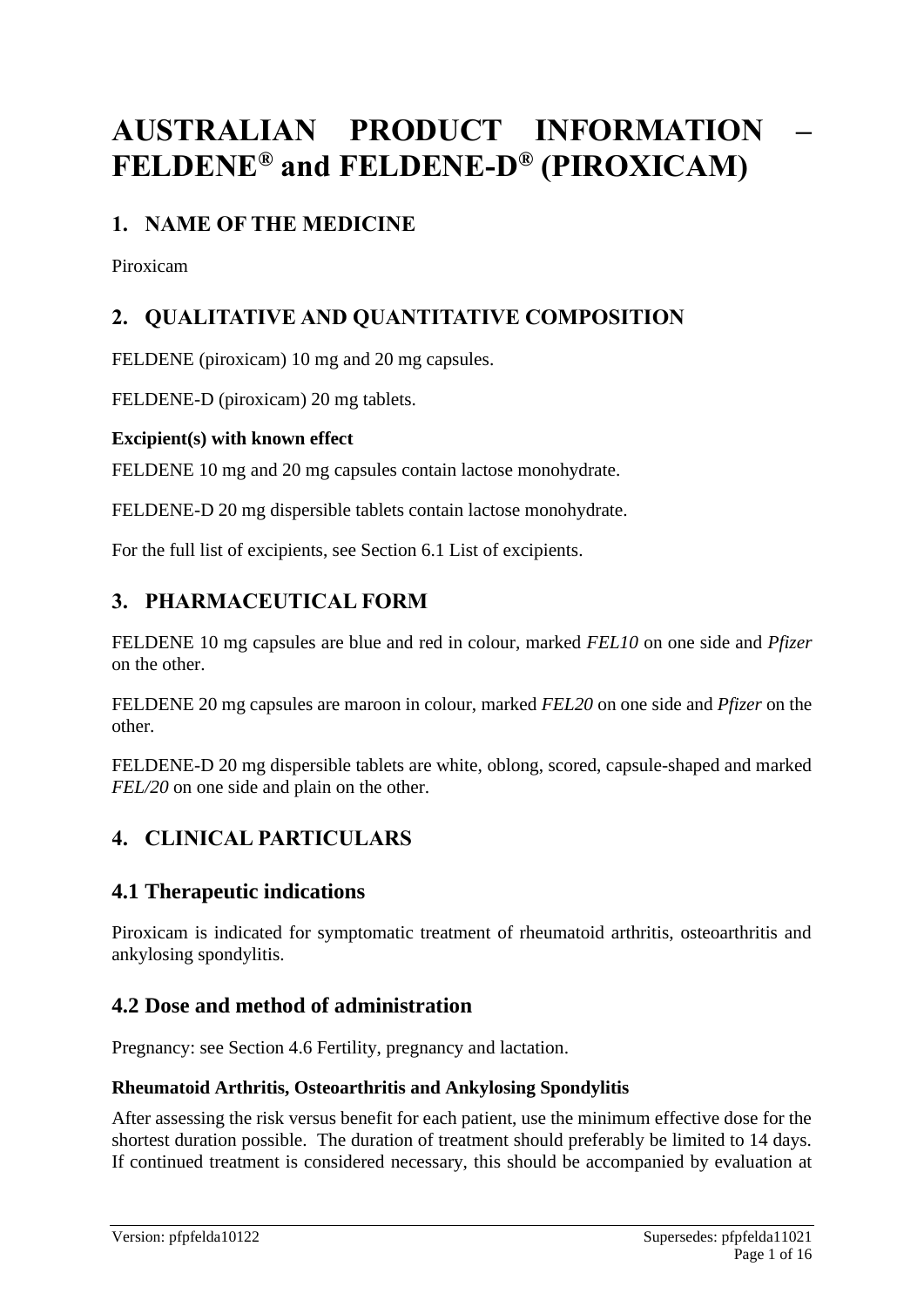# AUSTRALIAN PRODUCT INFORMATION – FELDENE® and FELDENE-D® (PIROXICAM)

## 1. NAME OF THE MEDICINE

Piroxicam

## 2. QUALITATIVE AND QUANTITATIVE COMPOSITION

FELDENE (piroxicam) 10 mg and 20 mg capsules.

FELDENE-D (piroxicam) 20 mg tablets.

**Excipient(s) with known effect**

FELDENE 10 mg and 20 mg capsules contain lactose monohydrate.

FELDENE-D 20 mg dispersible tablets contain lactose monohydrate.

For the full list of excipients, see Section 6.1 List of excipients.

## 3. PHARMACEUTICAL FORM

FELDENE 10 mg capsules are blue and red in colour, marked *FEL10* on one side and *Pfizer* on the other.

FELDENE 20 mg capsules are maroon in colour, marked *FEL20* on one side and *Pfizer* on the other.

FELDENE-D 20 mg dispersible tablets are white, oblong, scored, capsule-shaped and marked *FEL/20* on one side and plain on the other.

## 4. CLINICAL PARTICULARS

### 4.1 Therapeutic indications

Piroxicam is indicated for symptomatic treatment of rheumatoid arthritis, osteoarthritis and ankylosing spondylitis.

### 4.2 Dose and method of administration

Pregnancy: see Section 4.6 Fertility, pregnancy and lactation.

**Rheumatoid Arthritis, Osteoarthritis and Ankylosing Spondylitis**

After assessing the risk versus benefit for each patient, use the minimum effective dose for the shortest duration possible. The duration of treatment should preferably be limited to 14 days. If continued treatment is considered necessary, this should be accompanied by evaluation at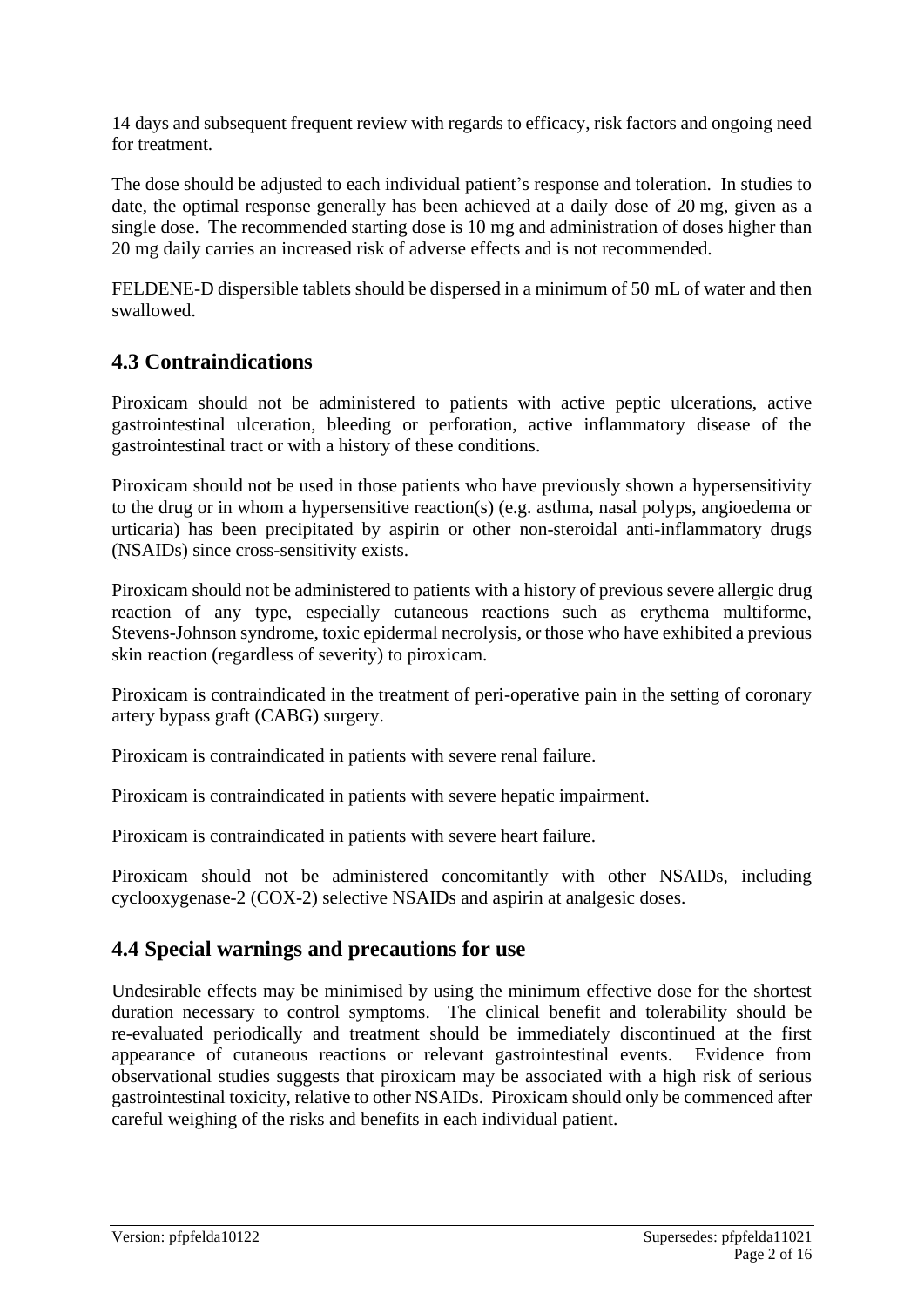14 days and subsequent frequent review with regards to efficacy, risk factors and ongoing need for treatment.

The dose should be adjusted to each individual patient's response and toleration. In studies to date, the optimal response generally has been achieved at a daily dose of 20 mg, given as a single dose. The recommended starting dose is 10 mg and administration of doses higher than 20 mg daily carries an increased risk of adverse effects and is not recommended.

FELDENE-D dispersible tablets should be dispersed in a minimum of 50 mL of water and then swallowed.

## 4.3 Contraindications

Piroxicam should not be administered to patients with active peptic ulcerations, active gastrointestinal ulceration, bleeding or perforation, active inflammatory disease of the gastrointestinal tract or with a history of these conditions.

Piroxicam should not be used in those patients who have previously shown a hypersensitivity to the drug or in whom a hypersensitive reaction(s) (e.g. asthma, nasal polyps, angioedema or urticaria) has been precipitated by aspirin or other non-steroidal anti-inflammatory drugs (NSAIDs) since cross-sensitivity exists.

Piroxicam should not be administered to patients with a history of previous severe allergic drug reaction of any type, especially cutaneous reactions such as erythema multiforme, Stevens-Johnson syndrome, toxic epidermal necrolysis, or those who have exhibited a previous skin reaction (regardless of severity) to piroxicam.

Piroxicam is contraindicated in the treatment of peri-operative pain in the setting of coronary artery bypass graft (CABG) surgery.

Piroxicam is contraindicated in patients with severe renal failure.

Piroxicam is contraindicated in patients with severe hepatic impairment.

Piroxicam is contraindicated in patients with severe heart failure.

Piroxicam should not be administered concomitantly with other NSAIDs, including cyclooxygenase-2 (COX-2) selective NSAIDs and aspirin at analgesic doses.

## 4.4 Special warnings and precautions for use

Undesirable effects may be minimised by using the minimum effective dose for the shortest duration necessary to control symptoms. The clinical benefit and tolerability should be re-evaluated periodically and treatment should be immediately discontinued at the first appearance of cutaneous reactions or relevant gastrointestinal events. Evidence from observational studies suggests that piroxicam may be associated with a high risk of serious gastrointestinal toxicity, relative to other NSAIDs. Piroxicam should only be commenced after careful weighing of the risks and benefits in each individual patient.

Version: pfpfelda10122 Supersedes: pfpfelda11021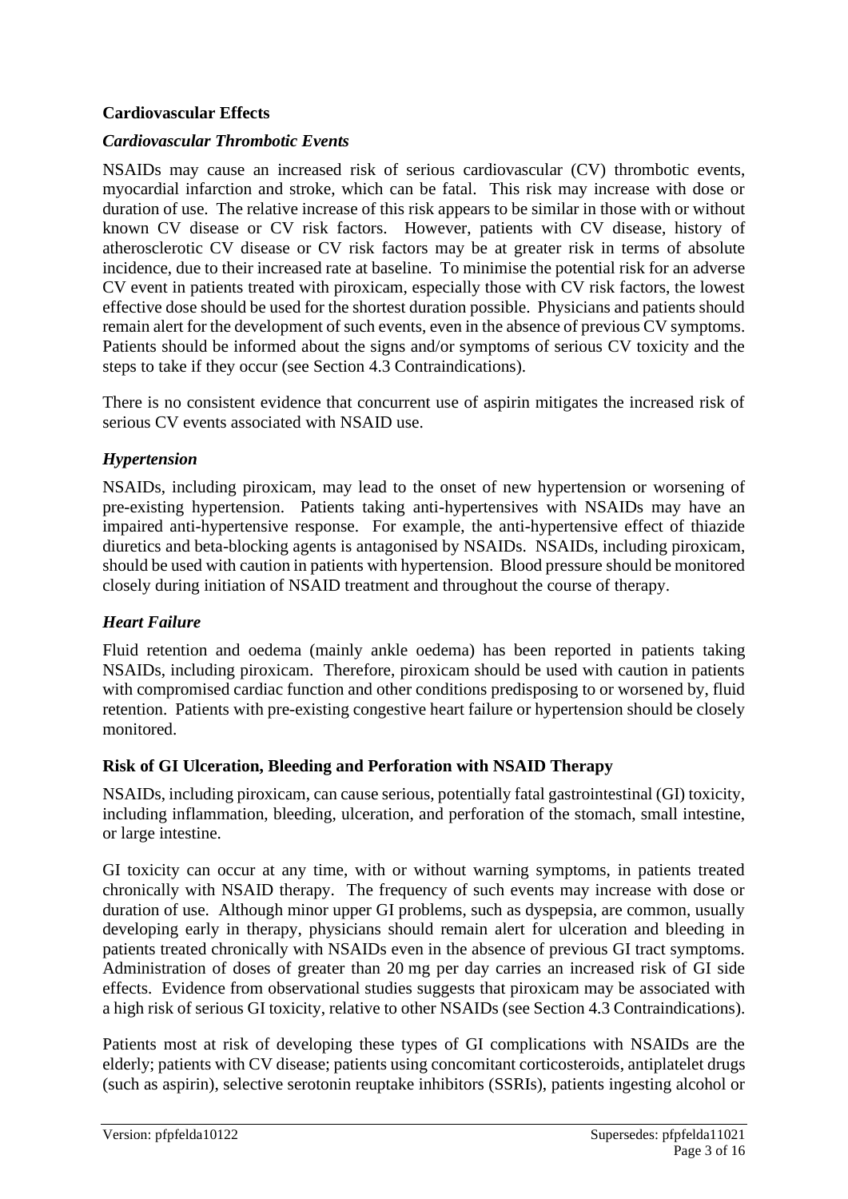**Cardiovascular Effects**

***Cardiovascular Thrombotic Events***

NSAIDs may cause an increased risk of serious cardiovascular (CV) thrombotic events, myocardial infarction and stroke, which can be fatal. This risk may increase with dose or duration of use. The relative increase of this risk appears to be similar in those with or without known CV disease or CV risk factors. However, patients with CV disease, history of atherosclerotic CV disease or CV risk factors may be at greater risk in terms of absolute incidence, due to their increased rate at baseline. To minimise the potential risk for an adverse CV event in patients treated with piroxicam, especially those with CV risk factors, the lowest effective dose should be used for the shortest duration possible. Physicians and patients should remain alert for the development of such events, even in the absence of previous CV symptoms. Patients should be informed about the signs and/or symptoms of serious CV toxicity and the steps to take if they occur (see Section 4.3 Contraindications).

There is no consistent evidence that concurrent use of aspirin mitigates the increased risk of serious CV events associated with NSAID use.

***Hypertension***

NSAIDs, including piroxicam, may lead to the onset of new hypertension or worsening of pre-existing hypertension. Patients taking anti-hypertensives with NSAIDs may have an impaired anti-hypertensive response. For example, the anti-hypertensive effect of thiazide diuretics and beta-blocking agents is antagonised by NSAIDs. NSAIDs, including piroxicam, should be used with caution in patients with hypertension. Blood pressure should be monitored closely during initiation of NSAID treatment and throughout the course of therapy.

***Heart Failure***

Fluid retention and oedema (mainly ankle oedema) has been reported in patients taking NSAIDs, including piroxicam. Therefore, piroxicam should be used with caution in patients with compromised cardiac function and other conditions predisposing to or worsened by, fluid retention. Patients with pre-existing congestive heart failure or hypertension should be closely monitored.

**Risk of GI Ulceration, Bleeding and Perforation with NSAID Therapy**

NSAIDs, including piroxicam, can cause serious, potentially fatal gastrointestinal (GI) toxicity, including inflammation, bleeding, ulceration, and perforation of the stomach, small intestine, or large intestine.

GI toxicity can occur at any time, with or without warning symptoms, in patients treated chronically with NSAID therapy. The frequency of such events may increase with dose or duration of use. Although minor upper GI problems, such as dyspepsia, are common, usually developing early in therapy, physicians should remain alert for ulceration and bleeding in patients treated chronically with NSAIDs even in the absence of previous GI tract symptoms. Administration of doses of greater than 20 mg per day carries an increased risk of GI side effects. Evidence from observational studies suggests that piroxicam may be associated with a high risk of serious GI toxicity, relative to other NSAIDs (see Section 4.3 Contraindications).

Patients most at risk of developing these types of GI complications with NSAIDs are the elderly; patients with CV disease; patients using concomitant corticosteroids, antiplatelet drugs (such as aspirin), selective serotonin reuptake inhibitors (SSRIs), patients ingesting alcohol or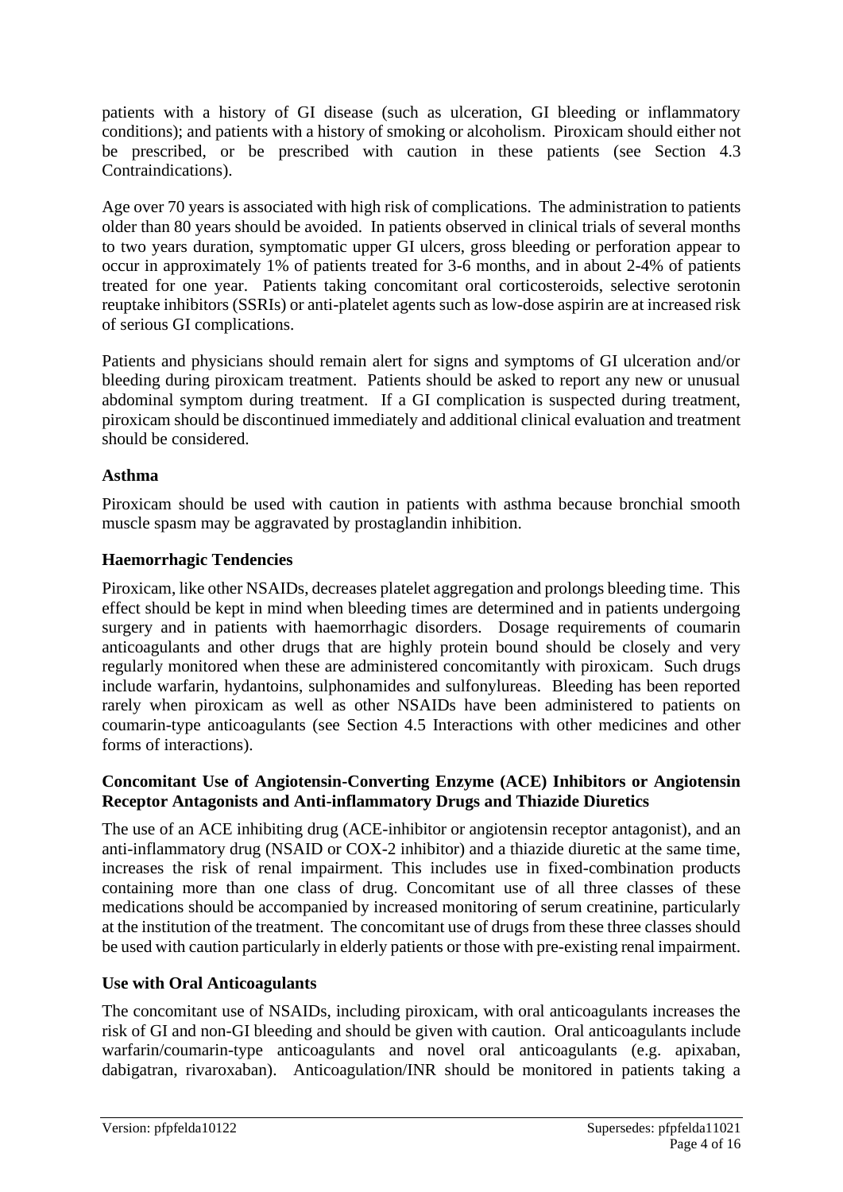patients with a history of GI disease (such as ulceration, GI bleeding or inflammatory conditions); and patients with a history of smoking or alcoholism. Piroxicam should either not be prescribed, or be prescribed with caution in these patients (see Section 4.3 Contraindications).

Age over 70 years is associated with high risk of complications. The administration to patients older than 80 years should be avoided. In patients observed in clinical trials of several months to two years duration, symptomatic upper GI ulcers, gross bleeding or perforation appear to occur in approximately 1% of patients treated for 3-6 months, and in about 2-4% of patients treated for one year. Patients taking concomitant oral corticosteroids, selective serotonin reuptake inhibitors (SSRIs) or anti-platelet agents such as low-dose aspirin are at increased risk of serious GI complications.

Patients and physicians should remain alert for signs and symptoms of GI ulceration and/or bleeding during piroxicam treatment. Patients should be asked to report any new or unusual abdominal symptom during treatment. If a GI complication is suspected during treatment, piroxicam should be discontinued immediately and additional clinical evaluation and treatment should be considered.

**Asthma**

Piroxicam should be used with caution in patients with asthma because bronchial smooth muscle spasm may be aggravated by prostaglandin inhibition.

**Haemorrhagic Tendencies**

Piroxicam, like other NSAIDs, decreases platelet aggregation and prolongs bleeding time. This effect should be kept in mind when bleeding times are determined and in patients undergoing surgery and in patients with haemorrhagic disorders. Dosage requirements of coumarin anticoagulants and other drugs that are highly protein bound should be closely and very regularly monitored when these are administered concomitantly with piroxicam. Such drugs include warfarin, hydantoins, sulphonamides and sulfonylureas. Bleeding has been reported rarely when piroxicam as well as other NSAIDs have been administered to patients on coumarin-type anticoagulants (see Section 4.5 Interactions with other medicines and other forms of interactions).

**Concomitant Use of Angiotensin-Converting Enzyme (ACE) Inhibitors or Angiotensin Receptor Antagonists and Anti-inflammatory Drugs and Thiazide Diuretics**

The use of an ACE inhibiting drug (ACE-inhibitor or angiotensin receptor antagonist), and an anti-inflammatory drug (NSAID or COX-2 inhibitor) and a thiazide diuretic at the same time, increases the risk of renal impairment. This includes use in fixed-combination products containing more than one class of drug. Concomitant use of all three classes of these medications should be accompanied by increased monitoring of serum creatinine, particularly at the institution of the treatment. The concomitant use of drugs from these three classes should be used with caution particularly in elderly patients or those with pre-existing renal impairment.

**Use with Oral Anticoagulants**

The concomitant use of NSAIDs, including piroxicam, with oral anticoagulants increases the risk of GI and non-GI bleeding and should be given with caution. Oral anticoagulants include warfarin/coumarin-type anticoagulants and novel oral anticoagulants (e.g. apixaban, dabigatran, rivaroxaban). Anticoagulation/INR should be monitored in patients taking a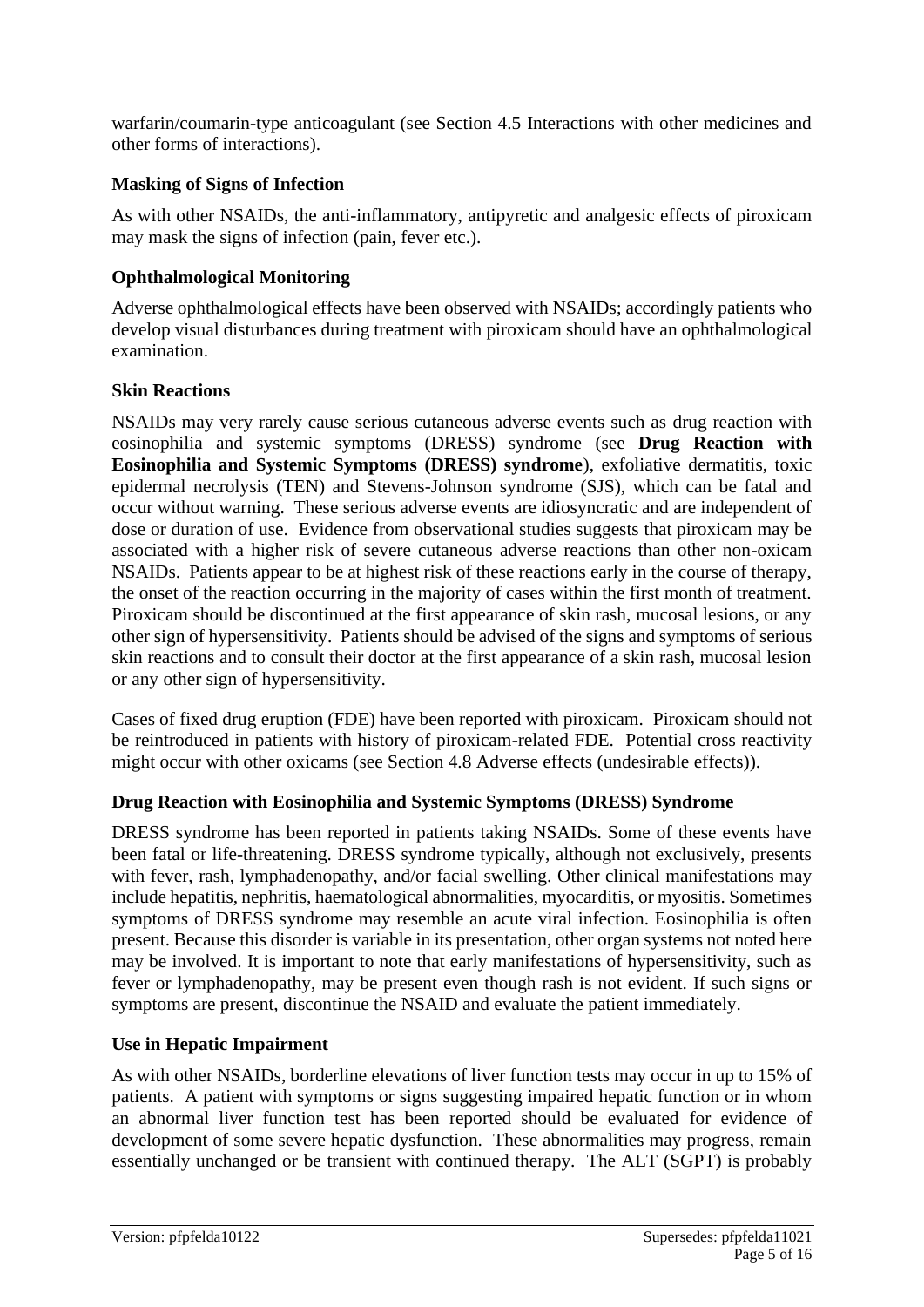warfarin/coumarin-type anticoagulant (see Section 4.5 Interactions with other medicines and other forms of interactions).

**Masking of Signs of Infection**

As with other NSAIDs, the anti-inflammatory, antipyretic and analgesic effects of piroxicam may mask the signs of infection (pain, fever etc.).

**Ophthalmological Monitoring**

Adverse ophthalmological effects have been observed with NSAIDs; accordingly patients who develop visual disturbances during treatment with piroxicam should have an ophthalmological examination.

**Skin Reactions**

NSAIDs may very rarely cause serious cutaneous adverse events such as drug reaction with eosinophilia and systemic symptoms (DRESS) syndrome (see **Drug Reaction with Eosinophilia and Systemic Symptoms (DRESS) syndrome**), exfoliative dermatitis, toxic epidermal necrolysis (TEN) and Stevens-Johnson syndrome (SJS), which can be fatal and occur without warning. These serious adverse events are idiosyncratic and are independent of dose or duration of use. Evidence from observational studies suggests that piroxicam may be associated with a higher risk of severe cutaneous adverse reactions than other non-oxicam NSAIDs. Patients appear to be at highest risk of these reactions early in the course of therapy, the onset of the reaction occurring in the majority of cases within the first month of treatment. Piroxicam should be discontinued at the first appearance of skin rash, mucosal lesions, or any other sign of hypersensitivity. Patients should be advised of the signs and symptoms of serious skin reactions and to consult their doctor at the first appearance of a skin rash, mucosal lesion or any other sign of hypersensitivity.

Cases of fixed drug eruption (FDE) have been reported with piroxicam. Piroxicam should not be reintroduced in patients with history of piroxicam-related FDE. Potential cross reactivity might occur with other oxicams (see Section 4.8 Adverse effects (undesirable effects)).

**Drug Reaction with Eosinophilia and Systemic Symptoms (DRESS) Syndrome**

DRESS syndrome has been reported in patients taking NSAIDs. Some of these events have been fatal or life-threatening. DRESS syndrome typically, although not exclusively, presents with fever, rash, lymphadenopathy, and/or facial swelling. Other clinical manifestations may include hepatitis, nephritis, haematological abnormalities, myocarditis, or myositis. Sometimes symptoms of DRESS syndrome may resemble an acute viral infection. Eosinophilia is often present. Because this disorder is variable in its presentation, other organ systems not noted here may be involved. It is important to note that early manifestations of hypersensitivity, such as fever or lymphadenopathy, may be present even though rash is not evident. If such signs or symptoms are present, discontinue the NSAID and evaluate the patient immediately.

**Use in Hepatic Impairment**

As with other NSAIDs, borderline elevations of liver function tests may occur in up to 15% of patients. A patient with symptoms or signs suggesting impaired hepatic function or in whom an abnormal liver function test has been reported should be evaluated for evidence of development of some severe hepatic dysfunction. These abnormalities may progress, remain essentially unchanged or be transient with continued therapy. The ALT (SGPT) is probably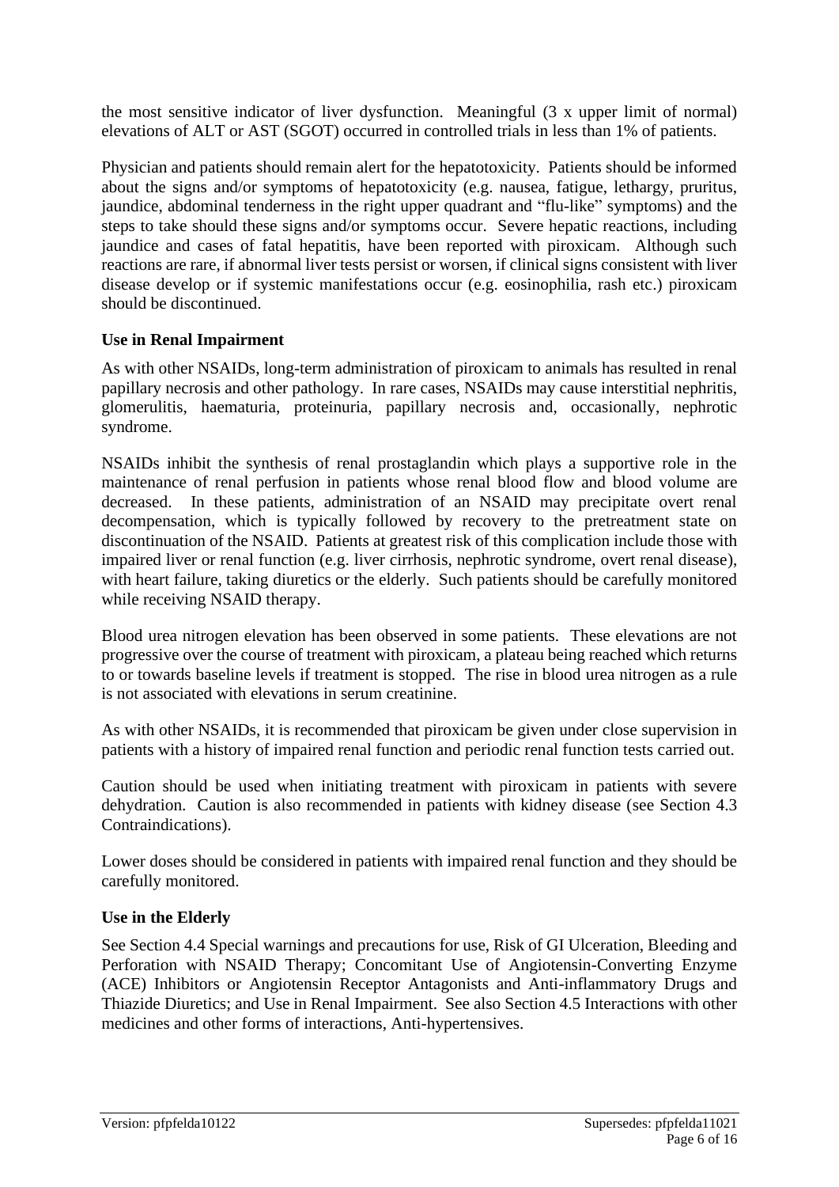the most sensitive indicator of liver dysfunction. Meaningful (3 x upper limit of normal) elevations of ALT or AST (SGOT) occurred in controlled trials in less than 1% of patients.

Physician and patients should remain alert for the hepatotoxicity. Patients should be informed about the signs and/or symptoms of hepatotoxicity (e.g. nausea, fatigue, lethargy, pruritus, jaundice, abdominal tenderness in the right upper quadrant and "flu-like" symptoms) and the steps to take should these signs and/or symptoms occur. Severe hepatic reactions, including jaundice and cases of fatal hepatitis, have been reported with piroxicam. Although such reactions are rare, if abnormal liver tests persist or worsen, if clinical signs consistent with liver disease develop or if systemic manifestations occur (e.g. eosinophilia, rash etc.) piroxicam should be discontinued.

### Use in Renal Impairment

As with other NSAIDs, long-term administration of piroxicam to animals has resulted in renal papillary necrosis and other pathology. In rare cases, NSAIDs may cause interstitial nephritis, glomerulitis, haematuria, proteinuria, papillary necrosis and, occasionally, nephrotic syndrome.

NSAIDs inhibit the synthesis of renal prostaglandin which plays a supportive role in the maintenance of renal perfusion in patients whose renal blood flow and blood volume are decreased. In these patients, administration of an NSAID may precipitate overt renal decompensation, which is typically followed by recovery to the pretreatment state on discontinuation of the NSAID. Patients at greatest risk of this complication include those with impaired liver or renal function (e.g. liver cirrhosis, nephrotic syndrome, overt renal disease), with heart failure, taking diuretics or the elderly. Such patients should be carefully monitored while receiving NSAID therapy.

Blood urea nitrogen elevation has been observed in some patients. These elevations are not progressive over the course of treatment with piroxicam, a plateau being reached which returns to or towards baseline levels if treatment is stopped. The rise in blood urea nitrogen as a rule is not associated with elevations in serum creatinine.

As with other NSAIDs, it is recommended that piroxicam be given under close supervision in patients with a history of impaired renal function and periodic renal function tests carried out.

Caution should be used when initiating treatment with piroxicam in patients with severe dehydration. Caution is also recommended in patients with kidney disease (see Section 4.3 Contraindications).

Lower doses should be considered in patients with impaired renal function and they should be carefully monitored.

### Use in the Elderly

See Section 4.4 Special warnings and precautions for use, Risk of GI Ulceration, Bleeding and Perforation with NSAID Therapy; Concomitant Use of Angiotensin-Converting Enzyme (ACE) Inhibitors or Angiotensin Receptor Antagonists and Anti-inflammatory Drugs and Thiazide Diuretics; and Use in Renal Impairment. See also Section 4.5 Interactions with other medicines and other forms of interactions, Anti-hypertensives.

Version: pfpfelda10122 Supersedes: pfpfelda11021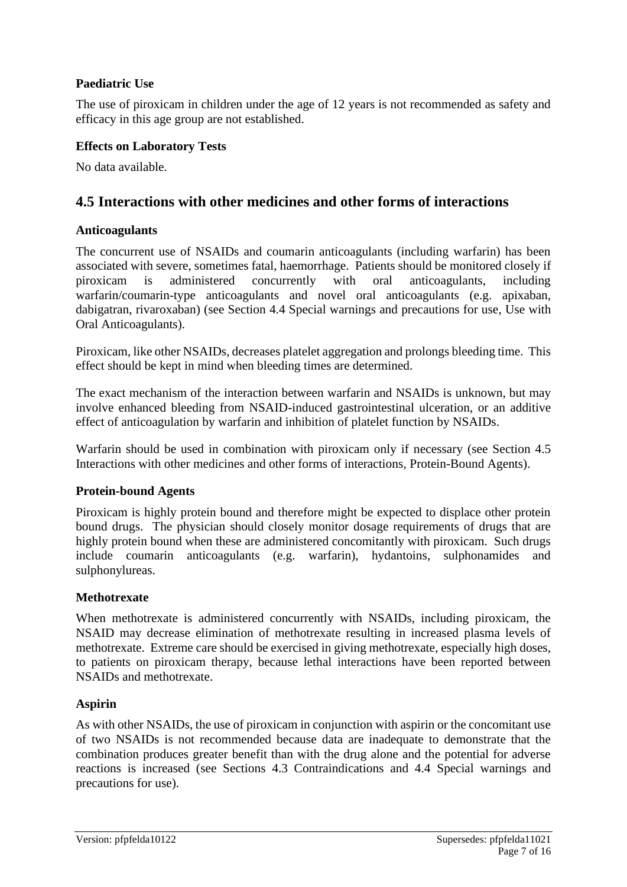### Paediatric Use

The use of piroxicam in children under the age of 12 years is not recommended as safety and efficacy in this age group are not established.

### Effects on Laboratory Tests

No data available.

## 4.5 Interactions with other medicines and other forms of interactions

### Anticoagulants

The concurrent use of NSAIDs and coumarin anticoagulants (including warfarin) has been associated with severe, sometimes fatal, haemorrhage. Patients should be monitored closely if piroxicam is administered concurrently with oral anticoagulants, including warfarin/coumarin-type anticoagulants and novel oral anticoagulants (e.g. apixaban, dabigatran, rivaroxaban) (see Section 4.4 Special warnings and precautions for use, Use with Oral Anticoagulants).

Piroxicam, like other NSAIDs, decreases platelet aggregation and prolongs bleeding time. This effect should be kept in mind when bleeding times are determined.

The exact mechanism of the interaction between warfarin and NSAIDs is unknown, but may involve enhanced bleeding from NSAID-induced gastrointestinal ulceration, or an additive effect of anticoagulation by warfarin and inhibition of platelet function by NSAIDs.

Warfarin should be used in combination with piroxicam only if necessary (see Section 4.5 Interactions with other medicines and other forms of interactions, Protein-Bound Agents).

### Protein-bound Agents

Piroxicam is highly protein bound and therefore might be expected to displace other protein bound drugs. The physician should closely monitor dosage requirements of drugs that are highly protein bound when these are administered concomitantly with piroxicam. Such drugs include coumarin anticoagulants (e.g. warfarin), hydantoins, sulphonamides and sulphonylureas.

### Methotrexate

When methotrexate is administered concurrently with NSAIDs, including piroxicam, the NSAID may decrease elimination of methotrexate resulting in increased plasma levels of methotrexate. Extreme care should be exercised in giving methotrexate, especially high doses, to patients on piroxicam therapy, because lethal interactions have been reported between NSAIDs and methotrexate.

### Aspirin

As with other NSAIDs, the use of piroxicam in conjunction with aspirin or the concomitant use of two NSAIDs is not recommended because data are inadequate to demonstrate that the combination produces greater benefit than with the drug alone and the potential for adverse reactions is increased (see Sections 4.3 Contraindications and 4.4 Special warnings and precautions for use).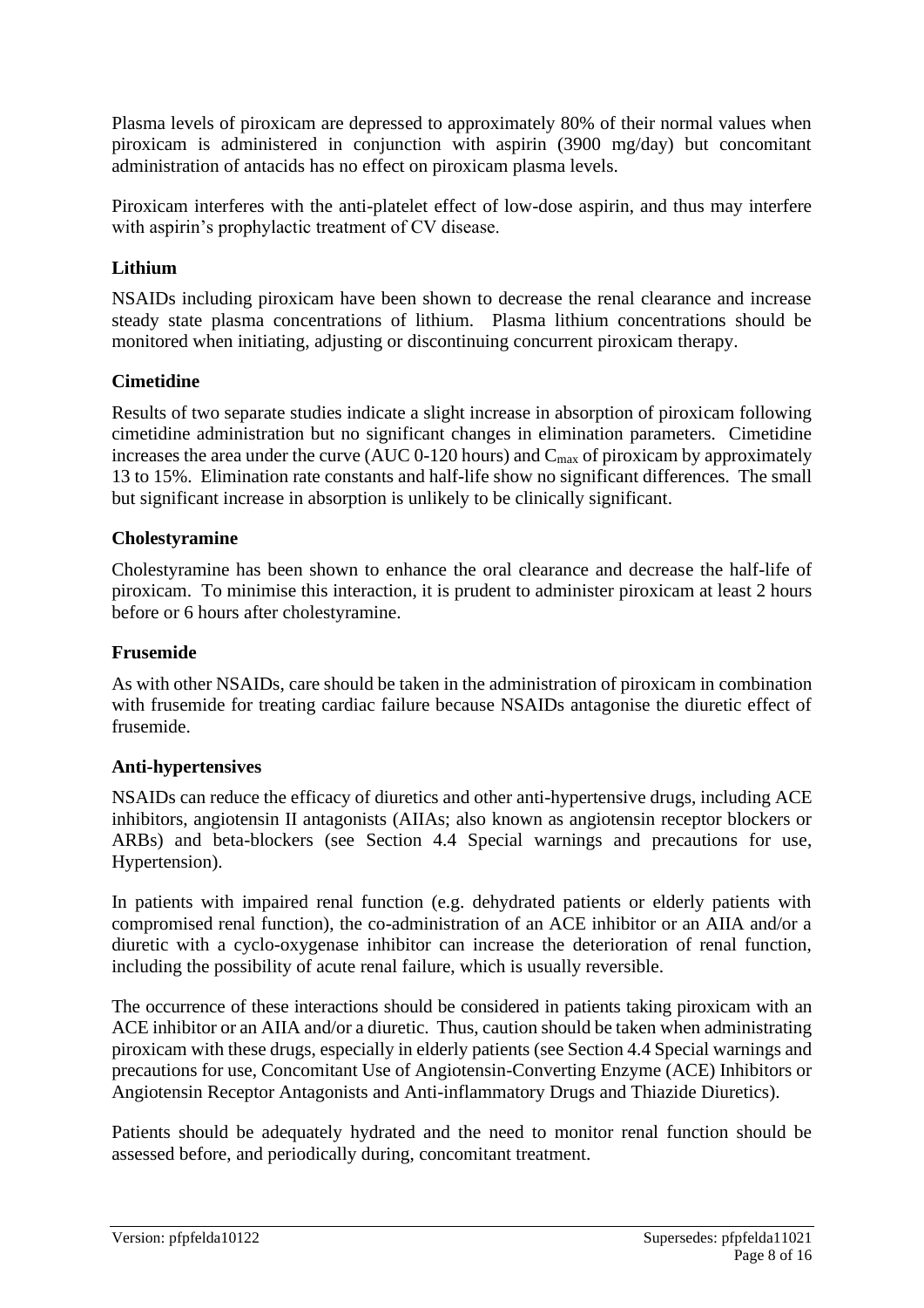Plasma levels of piroxicam are depressed to approximately 80% of their normal values when piroxicam is administered in conjunction with aspirin (3900 mg/day) but concomitant administration of antacids has no effect on piroxicam plasma levels.

Piroxicam interferes with the anti-platelet effect of low-dose aspirin, and thus may interfere with aspirin's prophylactic treatment of CV disease.

**Lithium**

NSAIDs including piroxicam have been shown to decrease the renal clearance and increase steady state plasma concentrations of lithium. Plasma lithium concentrations should be monitored when initiating, adjusting or discontinuing concurrent piroxicam therapy.

**Cimetidine**

Results of two separate studies indicate a slight increase in absorption of piroxicam following cimetidine administration but no significant changes in elimination parameters. Cimetidine increases the area under the curve (AUC 0-120 hours) and $C_{max}$ of piroxicam by approximately 13 to 15%. Elimination rate constants and half-life show no significant differences. The small but significant increase in absorption is unlikely to be clinically significant.

**Cholestyramine**

Cholestyramine has been shown to enhance the oral clearance and decrease the half-life of piroxicam. To minimise this interaction, it is prudent to administer piroxicam at least 2 hours before or 6 hours after cholestyramine.

**Frusemide**

As with other NSAIDs, care should be taken in the administration of piroxicam in combination with frusemide for treating cardiac failure because NSAIDs antagonise the diuretic effect of frusemide.

**Anti-hypertensives**

NSAIDs can reduce the efficacy of diuretics and other anti-hypertensive drugs, including ACE inhibitors, angiotensin II antagonists (AIIAs; also known as angiotensin receptor blockers or ARBs) and beta-blockers (see Section 4.4 Special warnings and precautions for use, Hypertension).

In patients with impaired renal function (e.g. dehydrated patients or elderly patients with compromised renal function), the co-administration of an ACE inhibitor or an AIIA and/or a diuretic with a cyclo-oxygenase inhibitor can increase the deterioration of renal function, including the possibility of acute renal failure, which is usually reversible.

The occurrence of these interactions should be considered in patients taking piroxicam with an ACE inhibitor or an AIIA and/or a diuretic. Thus, caution should be taken when administrating piroxicam with these drugs, especially in elderly patients (see Section 4.4 Special warnings and precautions for use, Concomitant Use of Angiotensin-Converting Enzyme (ACE) Inhibitors or Angiotensin Receptor Antagonists and Anti-inflammatory Drugs and Thiazide Diuretics).

Patients should be adequately hydrated and the need to monitor renal function should be assessed before, and periodically during, concomitant treatment.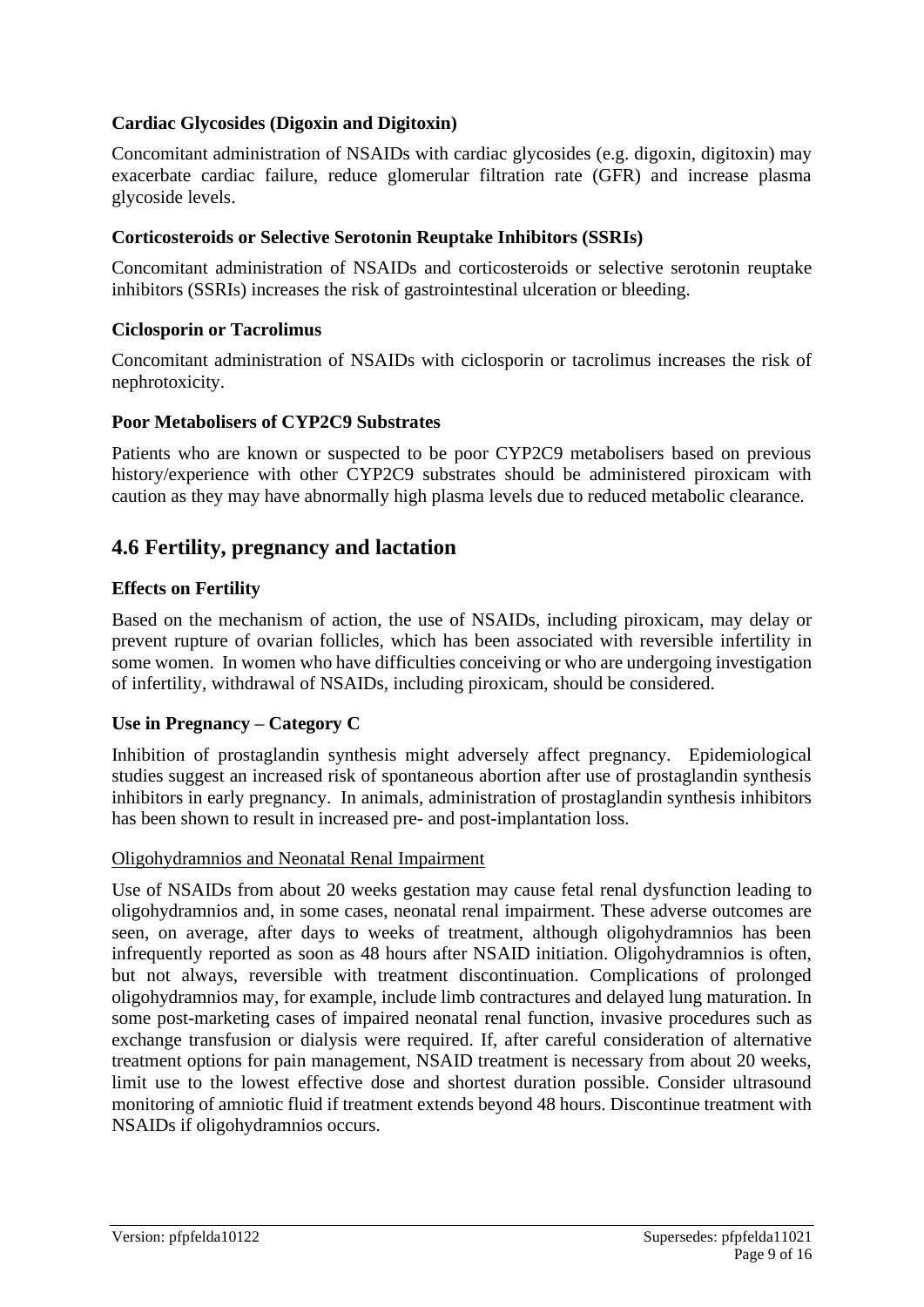### Cardiac Glycosides (Digoxin and Digitoxin)

Concomitant administration of NSAIDs with cardiac glycosides (e.g. digoxin, digitoxin) may exacerbate cardiac failure, reduce glomerular filtration rate (GFR) and increase plasma glycoside levels.

### Corticosteroids or Selective Serotonin Reuptake Inhibitors (SSRIs)

Concomitant administration of NSAIDs and corticosteroids or selective serotonin reuptake inhibitors (SSRIs) increases the risk of gastrointestinal ulceration or bleeding.

### Ciclosporin or Tacrolimus

Concomitant administration of NSAIDs with ciclosporin or tacrolimus increases the risk of nephrotoxicity.

### Poor Metabolisers of CYP2C9 Substrates

Patients who are known or suspected to be poor CYP2C9 metabolisers based on previous history/experience with other CYP2C9 substrates should be administered piroxicam with caution as they may have abnormally high plasma levels due to reduced metabolic clearance.

## 4.6 Fertility, pregnancy and lactation

### Effects on Fertility

Based on the mechanism of action, the use of NSAIDs, including piroxicam, may delay or prevent rupture of ovarian follicles, which has been associated with reversible infertility in some women. In women who have difficulties conceiving or who are undergoing investigation of infertility, withdrawal of NSAIDs, including piroxicam, should be considered.

### Use in Pregnancy – Category C

Inhibition of prostaglandin synthesis might adversely affect pregnancy. Epidemiological studies suggest an increased risk of spontaneous abortion after use of prostaglandin synthesis inhibitors in early pregnancy. In animals, administration of prostaglandin synthesis inhibitors has been shown to result in increased pre- and post-implantation loss.

<u>Oligohydramnios and Neonatal Renal Impairment</u>

Use of NSAIDs from about 20 weeks gestation may cause fetal renal dysfunction leading to oligohydramnios and, in some cases, neonatal renal impairment. These adverse outcomes are seen, on average, after days to weeks of treatment, although oligohydramnios has been infrequently reported as soon as 48 hours after NSAID initiation. Oligohydramnios is often, but not always, reversible with treatment discontinuation. Complications of prolonged oligohydramnios may, for example, include limb contractures and delayed lung maturation. In some post-marketing cases of impaired neonatal renal function, invasive procedures such as exchange transfusion or dialysis were required. If, after careful consideration of alternative treatment options for pain management, NSAID treatment is necessary from about 20 weeks, limit use to the lowest effective dose and shortest duration possible. Consider ultrasound monitoring of amniotic fluid if treatment extends beyond 48 hours. Discontinue treatment with NSAIDs if oligohydramnios occurs.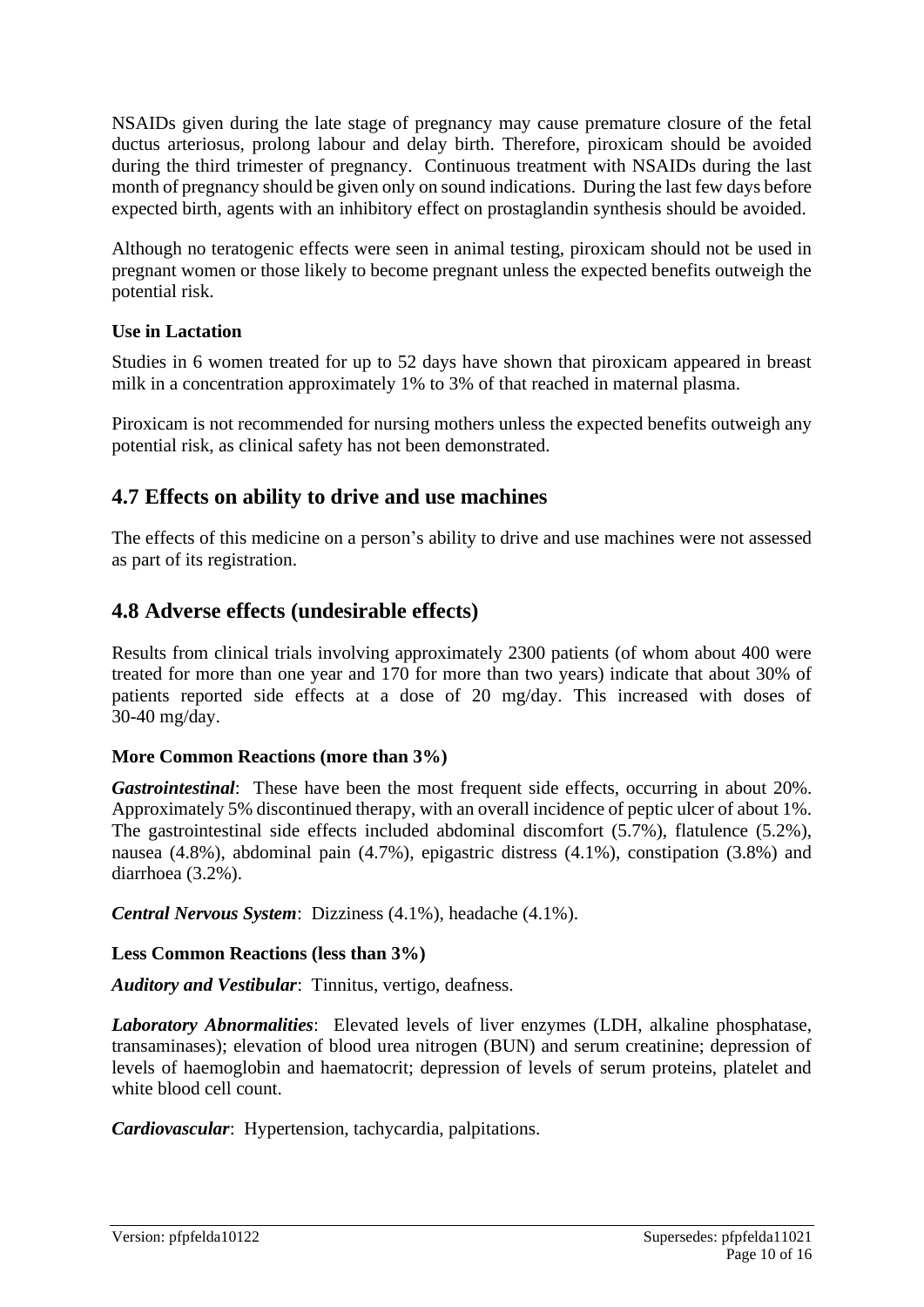NSAIDs given during the late stage of pregnancy may cause premature closure of the fetal ductus arteriosus, prolong labour and delay birth. Therefore, piroxicam should be avoided during the third trimester of pregnancy. Continuous treatment with NSAIDs during the last month of pregnancy should be given only on sound indications. During the last few days before expected birth, agents with an inhibitory effect on prostaglandin synthesis should be avoided.

Although no teratogenic effects were seen in animal testing, piroxicam should not be used in pregnant women or those likely to become pregnant unless the expected benefits outweigh the potential risk.

**Use in Lactation**

Studies in 6 women treated for up to 52 days have shown that piroxicam appeared in breast milk in a concentration approximately 1% to 3% of that reached in maternal plasma.

Piroxicam is not recommended for nursing mothers unless the expected benefits outweigh any potential risk, as clinical safety has not been demonstrated.

## 4.7 Effects on ability to drive and use machines

The effects of this medicine on a person's ability to drive and use machines were not assessed as part of its registration.

## 4.8 Adverse effects (undesirable effects)

Results from clinical trials involving approximately 2300 patients (of whom about 400 were treated for more than one year and 170 for more than two years) indicate that about 30% of patients reported side effects at a dose of 20 mg/day. This increased with doses of 30-40 mg/day.

**More Common Reactions (more than 3%)**

***Gastrointestinal***: These have been the most frequent side effects, occurring in about 20%. Approximately 5% discontinued therapy, with an overall incidence of peptic ulcer of about 1%. The gastrointestinal side effects included abdominal discomfort (5.7%), flatulence (5.2%), nausea (4.8%), abdominal pain (4.7%), epigastric distress (4.1%), constipation (3.8%) and diarrhoea (3.2%).

***Central Nervous System***: Dizziness (4.1%), headache (4.1%).

**Less Common Reactions (less than 3%)**

***Auditory and Vestibular***: Tinnitus, vertigo, deafness.

***Laboratory Abnormalities***: Elevated levels of liver enzymes (LDH, alkaline phosphatase, transaminases); elevation of blood urea nitrogen (BUN) and serum creatinine; depression of levels of haemoglobin and haematocrit; depression of levels of serum proteins, platelet and white blood cell count.

***Cardiovascular***: Hypertension, tachycardia, palpitations.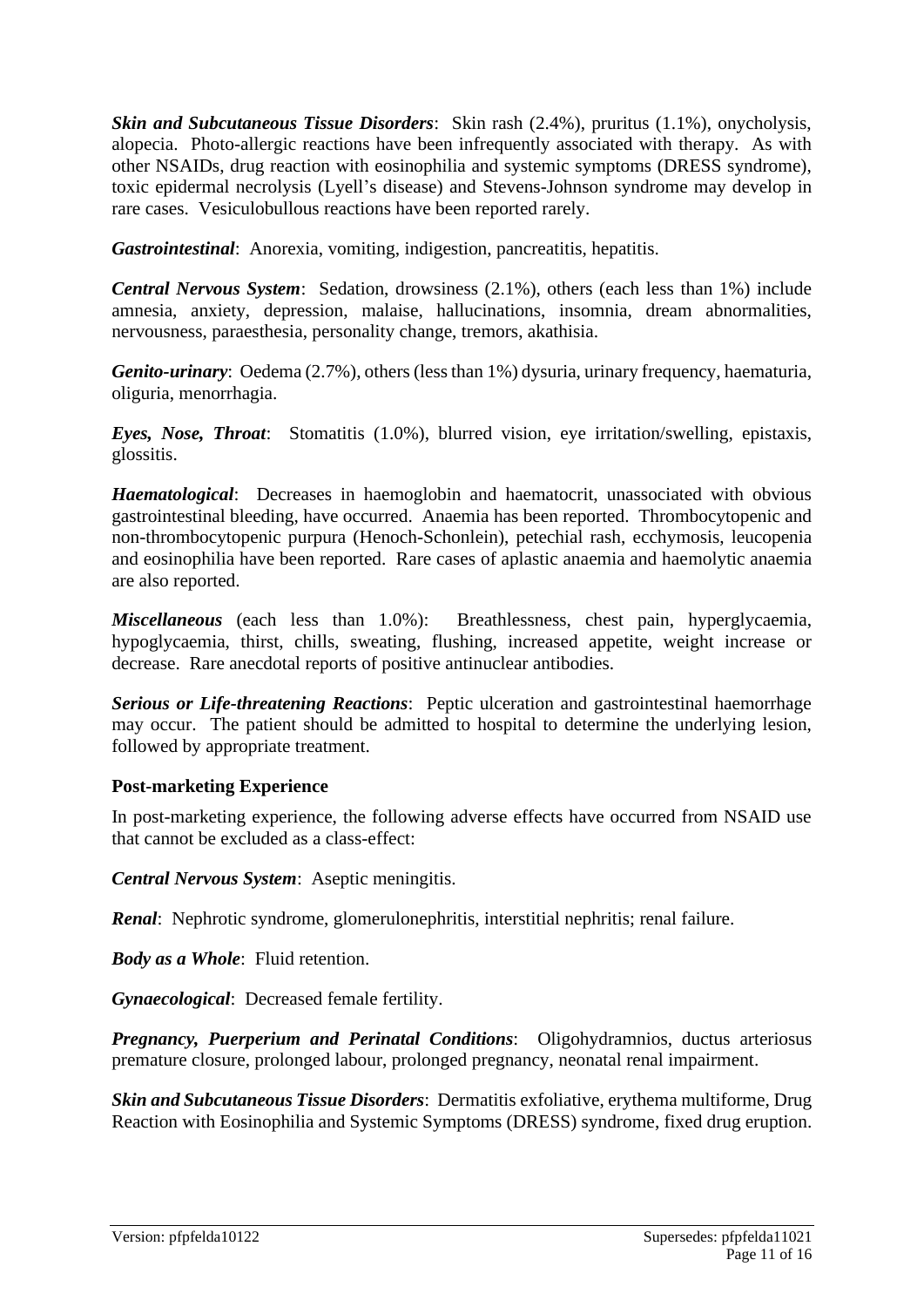***Skin and Subcutaneous Tissue Disorders***: Skin rash (2.4%), pruritus (1.1%), onycholysis, alopecia. Photo-allergic reactions have been infrequently associated with therapy. As with other NSAIDs, drug reaction with eosinophilia and systemic symptoms (DRESS syndrome), toxic epidermal necrolysis (Lyell's disease) and Stevens-Johnson syndrome may develop in rare cases. Vesiculobullous reactions have been reported rarely.

***Gastrointestinal***: Anorexia, vomiting, indigestion, pancreatitis, hepatitis.

***Central Nervous System***: Sedation, drowsiness (2.1%), others (each less than 1%) include amnesia, anxiety, depression, malaise, hallucinations, insomnia, dream abnormalities, nervousness, paraesthesia, personality change, tremors, akathisia.

***Genito-urinary***: Oedema (2.7%), others (less than 1%) dysuria, urinary frequency, haematuria, oliguria, menorrhagia.

***Eyes, Nose, Throat***: Stomatitis (1.0%), blurred vision, eye irritation/swelling, epistaxis, glossitis.

***Haematological***: Decreases in haemoglobin and haematocrit, unassociated with obvious gastrointestinal bleeding, have occurred. Anaemia has been reported. Thrombocytopenic and non-thrombocytopenic purpura (Henoch-Schonlein), petechial rash, ecchymosis, leucopenia and eosinophilia have been reported. Rare cases of aplastic anaemia and haemolytic anaemia are also reported.

***Miscellaneous*** (each less than 1.0%): Breathlessness, chest pain, hyperglycaemia, hypoglycaemia, thirst, chills, sweating, flushing, increased appetite, weight increase or decrease. Rare anecdotal reports of positive antinuclear antibodies.

***Serious or Life-threatening Reactions***: Peptic ulceration and gastrointestinal haemorrhage may occur. The patient should be admitted to hospital to determine the underlying lesion, followed by appropriate treatment.

**Post-marketing Experience**

In post-marketing experience, the following adverse effects have occurred from NSAID use that cannot be excluded as a class-effect:

***Central Nervous System***: Aseptic meningitis.

***Renal***: Nephrotic syndrome, glomerulonephritis, interstitial nephritis; renal failure.

***Body as a Whole***: Fluid retention.

***Gynaecological***: Decreased female fertility.

***Pregnancy, Puerperium and Perinatal Conditions***: Oligohydramnios, ductus arteriosus premature closure, prolonged labour, prolonged pregnancy, neonatal renal impairment.

***Skin and Subcutaneous Tissue Disorders***: Dermatitis exfoliative, erythema multiforme, Drug Reaction with Eosinophilia and Systemic Symptoms (DRESS) syndrome, fixed drug eruption.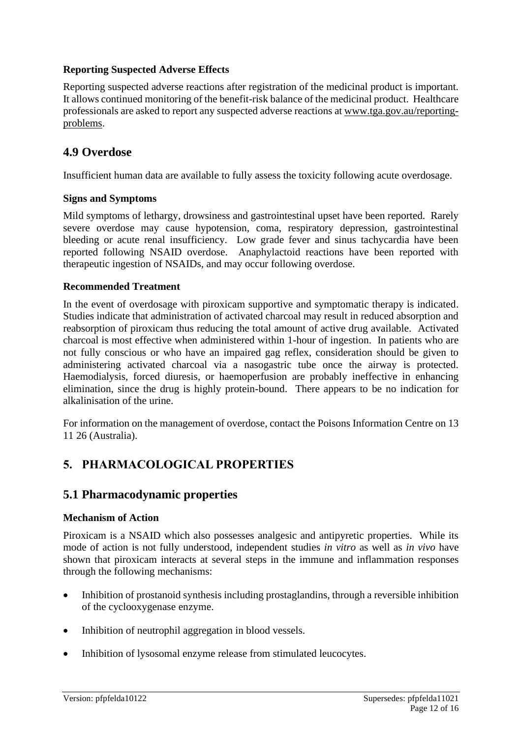### Reporting Suspected Adverse Effects

Reporting suspected adverse reactions after registration of the medicinal product is important. It allows continued monitoring of the benefit-risk balance of the medicinal product. Healthcare professionals are asked to report any suspected adverse reactions at www.tga.gov.au/reporting-problems.

## 4.9 Overdose

Insufficient human data are available to fully assess the toxicity following acute overdosage.

### Signs and Symptoms

Mild symptoms of lethargy, drowsiness and gastrointestinal upset have been reported. Rarely severe overdose may cause hypotension, coma, respiratory depression, gastrointestinal bleeding or acute renal insufficiency. Low grade fever and sinus tachycardia have been reported following NSAID overdose. Anaphylactoid reactions have been reported with therapeutic ingestion of NSAIDs, and may occur following overdose.

### Recommended Treatment

In the event of overdosage with piroxicam supportive and symptomatic therapy is indicated. Studies indicate that administration of activated charcoal may result in reduced absorption and reabsorption of piroxicam thus reducing the total amount of active drug available. Activated charcoal is most effective when administered within 1-hour of ingestion. In patients who are not fully conscious or who have an impaired gag reflex, consideration should be given to administering activated charcoal via a nasogastric tube once the airway is protected. Haemodialysis, forced diuresis, or haemoperfusion are probably ineffective in enhancing elimination, since the drug is highly protein-bound. There appears to be no indication for alkalinisation of the urine.

For information on the management of overdose, contact the Poisons Information Centre on 13 11 26 (Australia).

# 5. PHARMACOLOGICAL PROPERTIES

## 5.1 Pharmacodynamic properties

### Mechanism of Action

Piroxicam is a NSAID which also possesses analgesic and antipyretic properties. While its mode of action is not fully understood, independent studies *in vitro* as well as *in vivo* have shown that piroxicam interacts at several steps in the immune and inflammation responses through the following mechanisms:

- Inhibition of prostanoid synthesis including prostaglandins, through a reversible inhibition of the cyclooxygenase enzyme.
- Inhibition of neutrophil aggregation in blood vessels.
- Inhibition of lysosomal enzyme release from stimulated leucocytes.

Version: pfpfelda10122 Supersedes: pfpfelda11021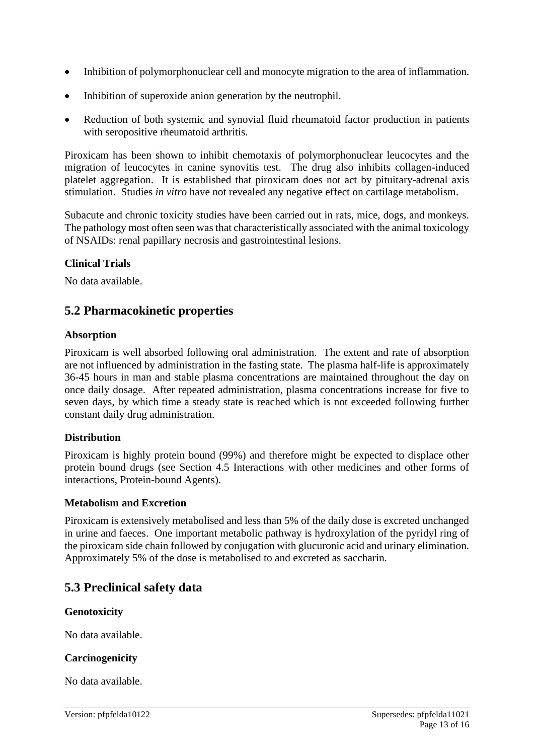- Inhibition of polymorphonuclear cell and monocyte migration to the area of inflammation.
- Inhibition of superoxide anion generation by the neutrophil.
- Reduction of both systemic and synovial fluid rheumatoid factor production in patients with seropositive rheumatoid arthritis.

Piroxicam has been shown to inhibit chemotaxis of polymorphonuclear leucocytes and the migration of leucocytes in canine synovitis test. The drug also inhibits collagen-induced platelet aggregation. It is established that piroxicam does not act by pituitary-adrenal axis stimulation. Studies *in vitro* have not revealed any negative effect on cartilage metabolism.

Subacute and chronic toxicity studies have been carried out in rats, mice, dogs, and monkeys. The pathology most often seen was that characteristically associated with the animal toxicology of NSAIDs: renal papillary necrosis and gastrointestinal lesions.

**Clinical Trials**

No data available.

## 5.2 Pharmacokinetic properties

**Absorption**

Piroxicam is well absorbed following oral administration. The extent and rate of absorption are not influenced by administration in the fasting state. The plasma half-life is approximately 36-45 hours in man and stable plasma concentrations are maintained throughout the day on once daily dosage. After repeated administration, plasma concentrations increase for five to seven days, by which time a steady state is reached which is not exceeded following further constant daily drug administration.

**Distribution**

Piroxicam is highly protein bound (99%) and therefore might be expected to displace other protein bound drugs (see Section 4.5 Interactions with other medicines and other forms of interactions, Protein-bound Agents).

**Metabolism and Excretion**

Piroxicam is extensively metabolised and less than 5% of the daily dose is excreted unchanged in urine and faeces. One important metabolic pathway is hydroxylation of the pyridyl ring of the piroxicam side chain followed by conjugation with glucuronic acid and urinary elimination. Approximately 5% of the dose is metabolised to and excreted as saccharin.

## 5.3 Preclinical safety data

**Genotoxicity**

No data available.

**Carcinogenicity**

No data available.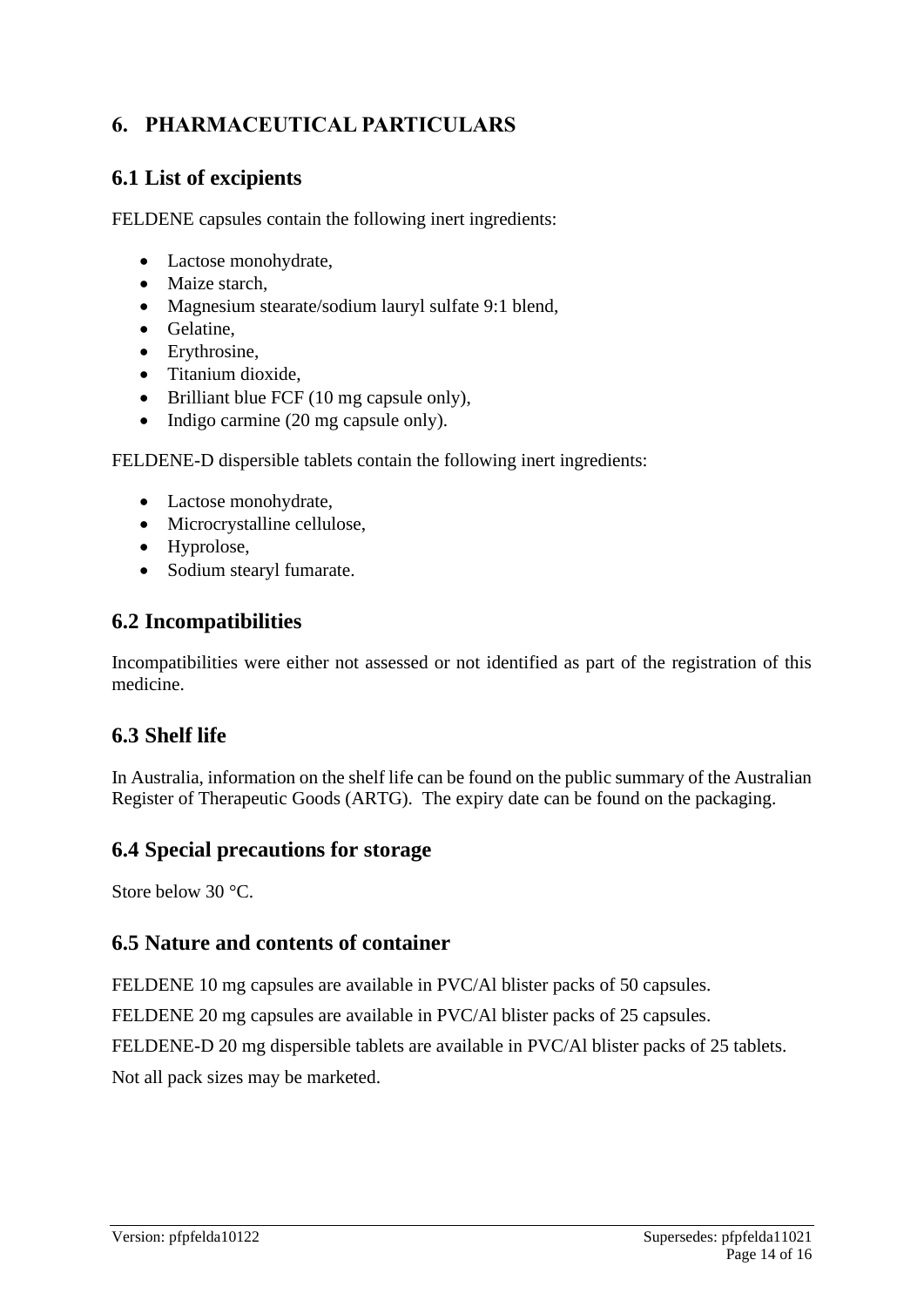# 6. PHARMACEUTICAL PARTICULARS

## 6.1 List of excipients

FELDENE capsules contain the following inert ingredients:

- Lactose monohydrate,
- Maize starch,
- Magnesium stearate/sodium lauryl sulfate 9:1 blend,
- Gelatine,
- Erythrosine,
- Titanium dioxide,
- Brilliant blue FCF (10 mg capsule only),
- Indigo carmine (20 mg capsule only).

FELDENE-D dispersible tablets contain the following inert ingredients:

- Lactose monohydrate,
- Microcrystalline cellulose,
- Hyprolose,
- Sodium stearyl fumarate.

## 6.2 Incompatibilities

Incompatibilities were either not assessed or not identified as part of the registration of this medicine.

## 6.3 Shelf life

In Australia, information on the shelf life can be found on the public summary of the Australian Register of Therapeutic Goods (ARTG). The expiry date can be found on the packaging.

## 6.4 Special precautions for storage

Store below 30 °C.

## 6.5 Nature and contents of container

FELDENE 10 mg capsules are available in PVC/Al blister packs of 50 capsules.

FELDENE 20 mg capsules are available in PVC/Al blister packs of 25 capsules.

FELDENE-D 20 mg dispersible tablets are available in PVC/Al blister packs of 25 tablets.

Not all pack sizes may be marketed.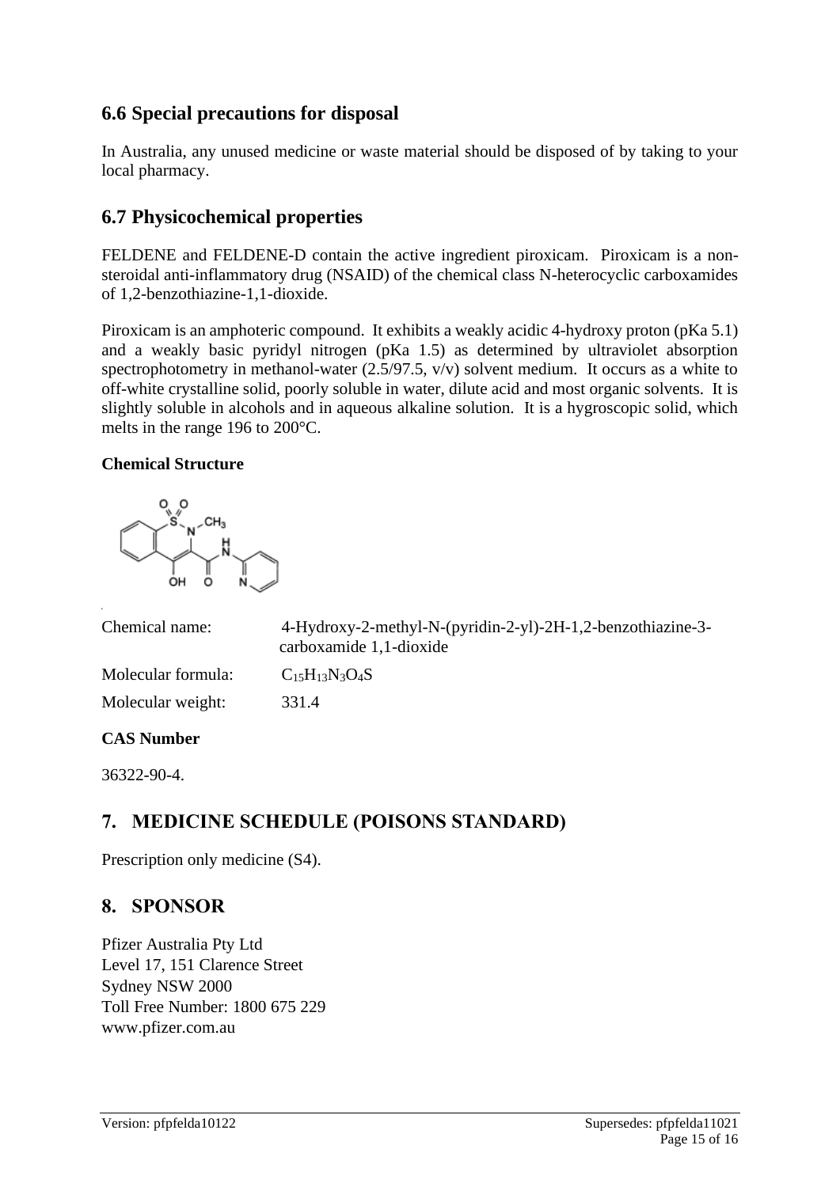## 6.6 Special precautions for disposal

In Australia, any unused medicine or waste material should be disposed of by taking to your local pharmacy.

## 6.7 Physicochemical properties

FELDENE and FELDENE-D contain the active ingredient piroxicam. Piroxicam is a non-steroidal anti-inflammatory drug (NSAID) of the chemical class N-heterocyclic carboxamides of 1,2-benzothiazine-1,1-dioxide.

Piroxicam is an amphoteric compound. It exhibits a weakly acidic 4-hydroxy proton (pKa 5.1) and a weakly basic pyridyl nitrogen (pKa 1.5) as determined by ultraviolet absorption spectrophotometry in methanol-water (2.5/97.5, v/v) solvent medium. It occurs as a white to off-white crystalline solid, poorly soluble in water, dilute acid and most organic solvents. It is slightly soluble in alcohols and in aqueous alkaline solution. It is a hygroscopic solid, which melts in the range 196 to 200°C.

**Chemical Structure**

| | |
|---|---|
| Chemical name: | 4-Hydroxy-2-methyl-N-(pyridin-2-yl)-2H-1,2-benzothiazine-3-carboxamide 1,1-dioxide |
| Molecular formula: | $C_{15}H_{13}N_3O_4S$ |
| Molecular weight: | 331.4 |

**CAS Number**

36322-90-4.

## 7. MEDICINE SCHEDULE (POISONS STANDARD)

Prescription only medicine (S4).

## 8. SPONSOR

Pfizer Australia Pty Ltd
Level 17, 151 Clarence Street
Sydney NSW 2000
Toll Free Number: 1800 675 229
www.pfizer.com.au

Version: pfpfelda10122 Supersedes: pfpfelda11021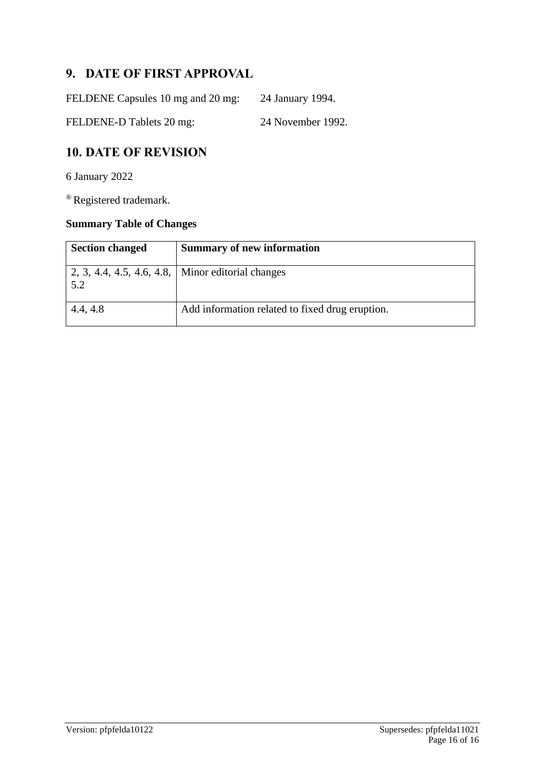## 9. DATE OF FIRST APPROVAL

FELDENE Capsules 10 mg and 20 mg: 24 January 1994.

FELDENE-D Tablets 20 mg: 24 November 1992.

## 10. DATE OF REVISION

6 January 2022

® Registered trademark.

**Summary Table of Changes**

| **Section changed** | **Summary of new information** |
|---|---|
| 2, 3, 4.4, 4.5, 4.6, 4.8, 5.2 | Minor editorial changes |
| 4.4, 4.8 | Add information related to fixed drug eruption. |

Version: pfpfelda10122

Supersedes: pfpfelda11021